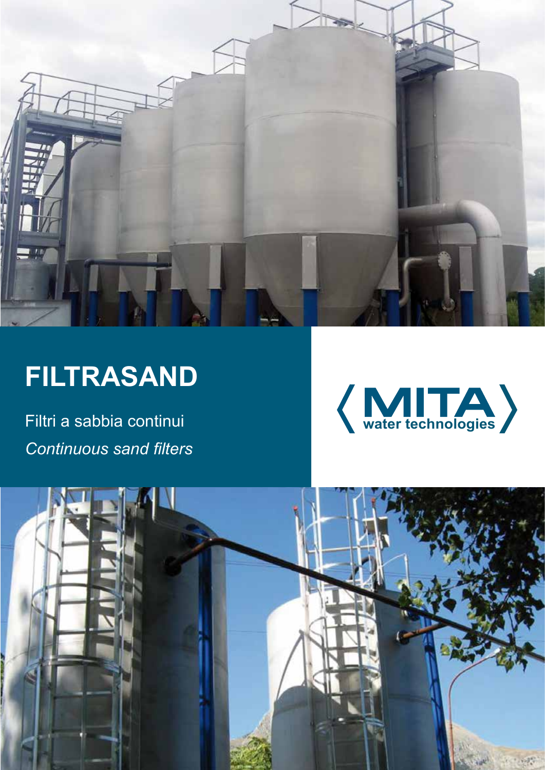# FILTRASAND

Filtri a sabbia continui

*Continuous sand filters*

MITA water technologies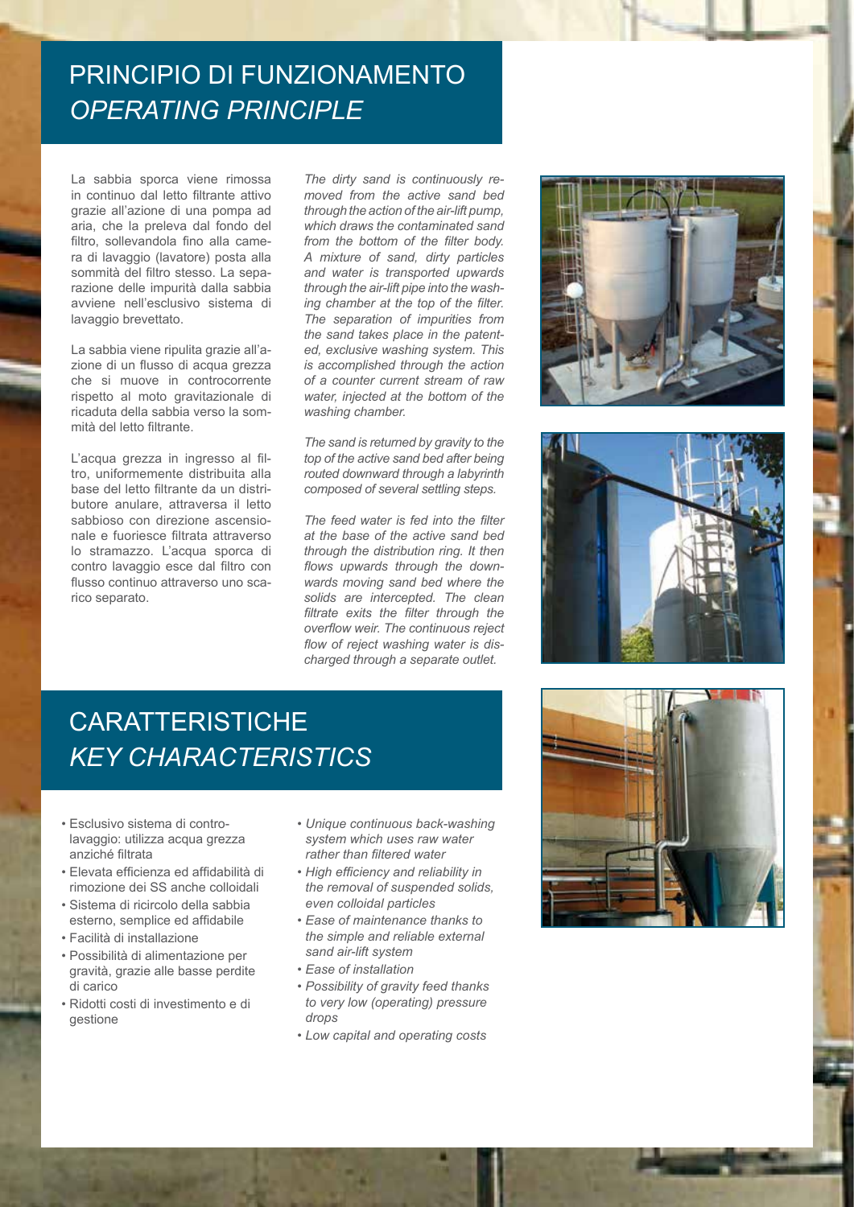# PRINCIPIO DI FUNZIONAMENTO
# *OPERATING PRINCIPLE*

La sabbia sporca viene rimossa in continuo dal letto filtrante attivo grazie all'azione di una pompa ad aria, che la preleva dal fondo del filtro, sollevandola fino alla camera di lavaggio (lavatore) posta alla sommità del filtro stesso. La separazione delle impurità dalla sabbia avviene nell'esclusivo sistema di lavaggio brevettato.

La sabbia viene ripulita grazie all'azione di un flusso di acqua grezza che si muove in controcorrente rispetto al moto gravitazionale di ricaduta della sabbia verso la sommità del letto filtrante.

L'acqua grezza in ingresso al filtro, uniformemente distribuita alla base del letto filtrante da un distributore anulare, attraversa il letto sabbioso con direzione ascensionale e fuoriesce filtrata attraverso lo stramazzo. L'acqua sporca di contro lavaggio esce dal filtro con flusso continuo attraverso uno scarico separato.

*The dirty sand is continuously removed from the active sand bed through the action of the air-lift pump, which draws the contaminated sand from the bottom of the filter body. A mixture of sand, dirty particles and water is transported upwards through the air-lift pipe into the washing chamber at the top of the filter. The separation of impurities from the sand takes place in the patented, exclusive washing system. This is accomplished through the action of a counter current stream of raw water, injected at the bottom of the washing chamber.*

*The sand is returned by gravity to the top of the active sand bed after being routed downward through a labyrinth composed of several settling steps.*

*The feed water is fed into the filter at the base of the active sand bed through the distribution ring. It then flows upwards through the downwards moving sand bed where the solids are intercepted. The clean filtrate exits the filter through the overflow weir. The continuous reject flow of reject washing water is discharged through a separate outlet.*

# CARATTERISTICHE
# *KEY CHARACTERISTICS*

- Esclusivo sistema di controlavaggio: utilizza acqua grezza anziché filtrata
- Elevata efficienza ed affidabilità di rimozione dei SS anche colloidali
- Sistema di ricircolo della sabbia esterno, semplice ed affidabile
- Facilità di installazione
- Possibilità di alimentazione per gravità, grazie alle basse perdite di carico
- Ridotti costi di investimento e di gestione

- *Unique continuous back-washing system which uses raw water rather than filtered water*
- *High efficiency and reliability in the removal of suspended solids, even colloidal particles*
- *Ease of maintenance thanks to the simple and reliable external sand air-lift system*
- *Ease of installation*
- *Possibility of gravity feed thanks to very low (operating) pressure drops*
- *Low capital and operating costs*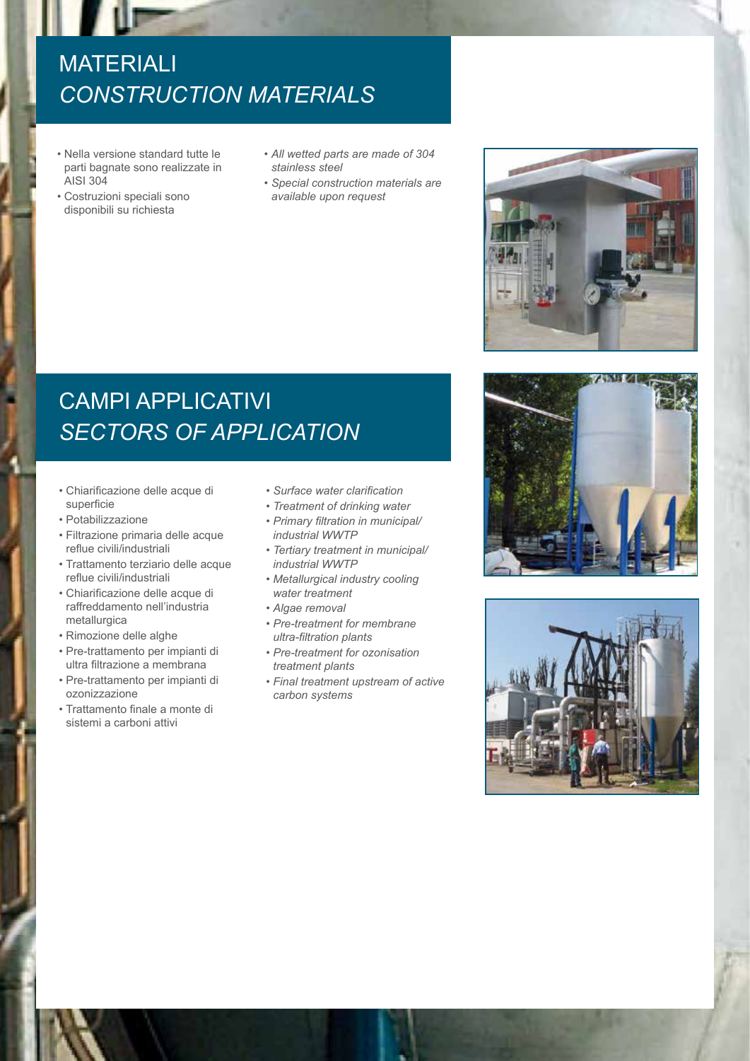# MATERIALI

# *CONSTRUCTION MATERIALS*

- Nella versione standard tutte le parti bagnate sono realizzate in AISI 304
- Costruzioni speciali sono disponibili su richiesta

- *All wetted parts are made of 304 stainless steel*
- *Special construction materials are available upon request*

# CAMPI APPLICATIVI

# *SECTORS OF APPLICATION*

- Chiarificazione delle acque di superficie
- Potabilizzazione
- Filtrazione primaria delle acque reflue civili/industriali
- Trattamento terziario delle acque reflue civili/industriali
- Chiarificazione delle acque di raffreddamento nell'industria metallurgica
- Rimozione delle alghe
- Pre-trattamento per impianti di ultra filtrazione a membrana
- Pre-trattamento per impianti di ozonizzazione
- Trattamento finale a monte di sistemi a carboni attivi

- *Surface water clarification*
- *Treatment of drinking water*
- *Primary filtration in municipal/industrial WWTP*
- *Tertiary treatment in municipal/industrial WWTP*
- *Metallurgical industry cooling water treatment*
- *Algae removal*
- *Pre-treatment for membrane ultra-filtration plants*
- *Pre-treatment for ozonisation treatment plants*
- *Final treatment upstream of active carbon systems*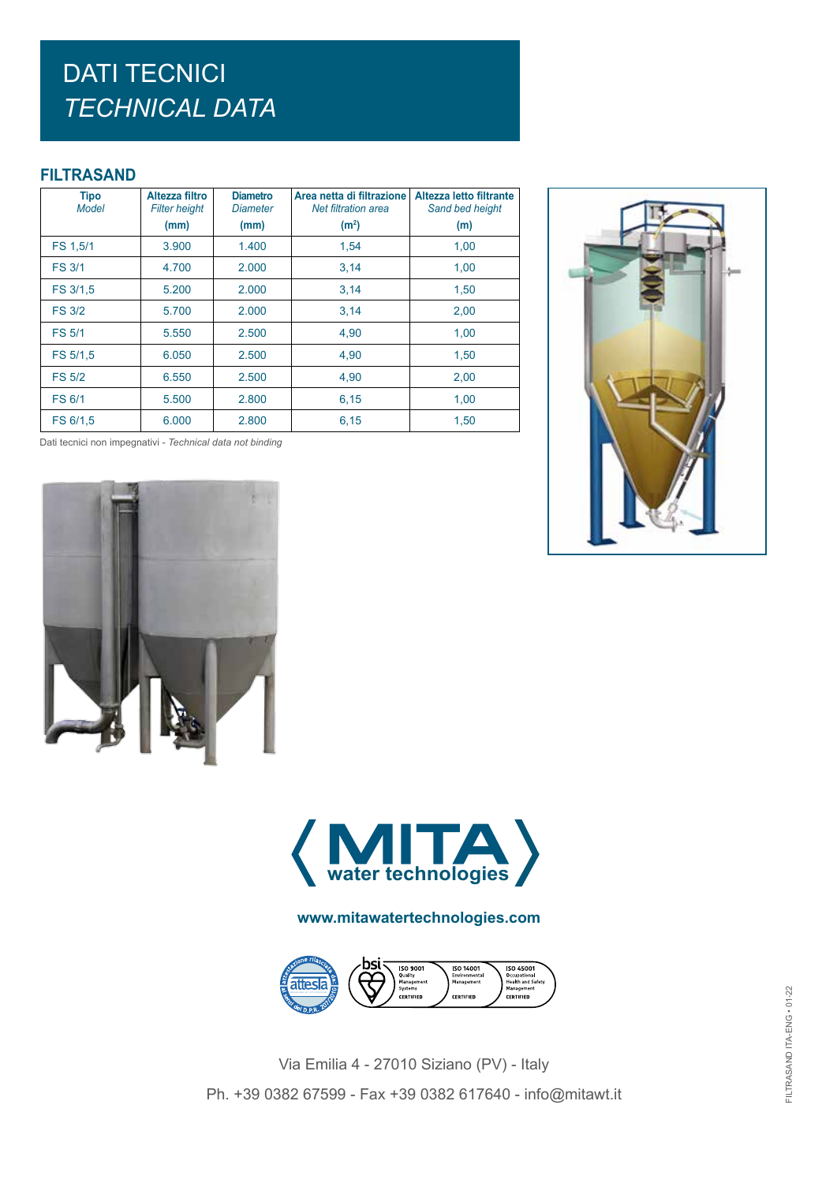# DATI TECNICI
# *TECHNICAL DATA*

## FILTRASAND

| Tipo *Model* | Altezza filtro *Filter height* (mm) | Diametro *Diameter* (mm) | Area netta di filtrazione *Net filtration area* ($m^2$) | Altezza letto filtrante *Sand bed height* (m) |
|---|---|---|---|---|
| FS 1,5/1 | 3.900 | 1.400 | 1,54 | 1,00 |
| FS 3/1 | 4.700 | 2.000 | 3,14 | 1,00 |
| FS 3/1,5 | 5.200 | 2.000 | 3,14 | 1,50 |
| FS 3/2 | 5.700 | 2.000 | 3,14 | 2,00 |
| FS 5/1 | 5.550 | 2.500 | 4,90 | 1,00 |
| FS 5/1,5 | 6.050 | 2.500 | 4,90 | 1,50 |
| FS 5/2 | 6.550 | 2.500 | 4,90 | 2,00 |
| FS 6/1 | 5.500 | 2.800 | 6,15 | 1,00 |
| FS 6/1,5 | 6.000 | 2.800 | 6,15 | 1,50 |

Dati tecnici non impegnativi - *Technical data not binding*

MITA water technologies

**www.mitawatertechnologies.com**

Via Emilia 4 - 27010 Siziano (PV) - Italy

Ph. +39 0382 67599 - Fax +39 0382 617640 - info@mitawt.it

FILTRASAND ITA-ENG • 01-22